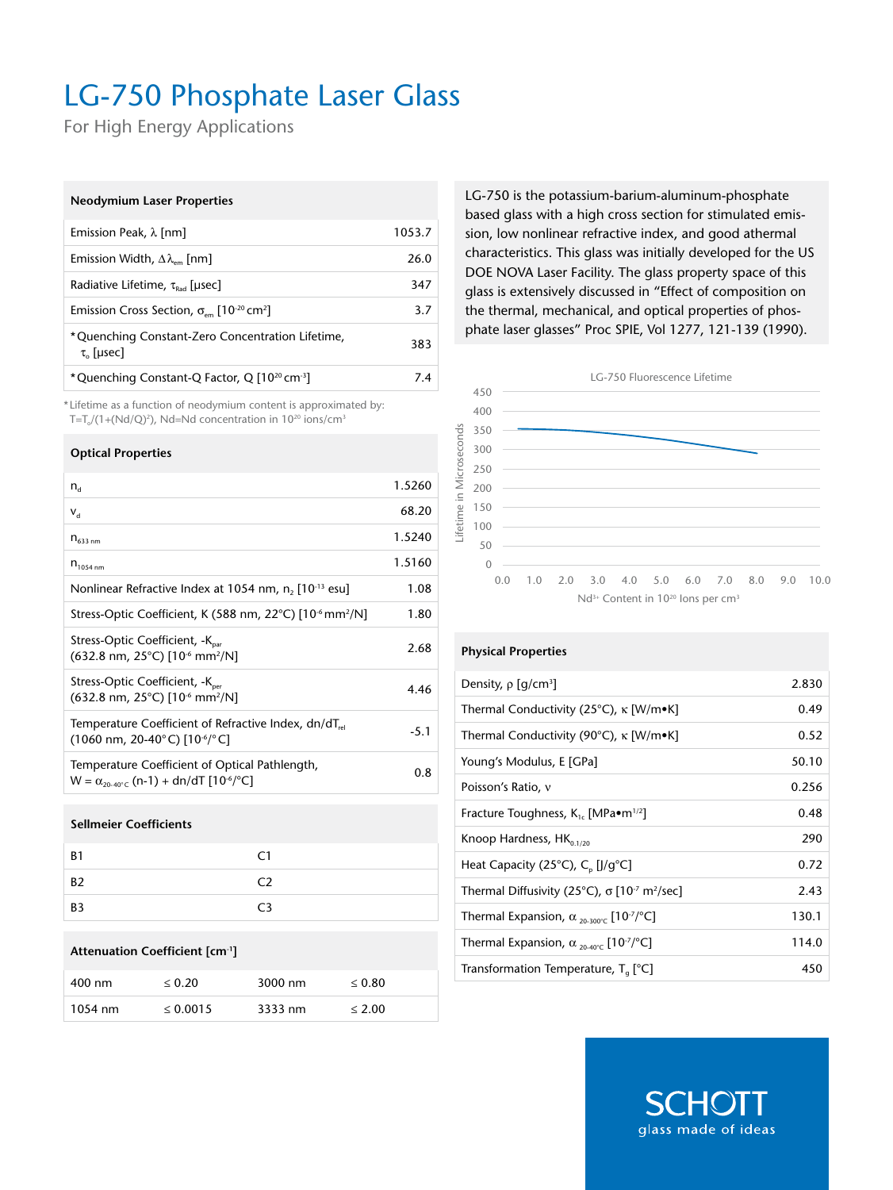# LG-750 Phosphate Laser Glass

For High Energy Applications

LG-750 is the potassium-barium-aluminum-phosphate based glass with a high cross section for stimulated emission, low nonlinear refractive index, and good athermal characteristics. This glass was initially developed for the US DOE NOVA Laser Facility. The glass property space of this glass is extensively discussed in "Effect of composition on the thermal, mechanical, and optical properties of phosphate laser glasses" Proc SPIE, Vol 1277, 121-139 (1990).

| Neodymium Laser Properties | |
|---|---|
| Emission Peak, $\lambda$ [nm] | 1053.7 |
| Emission Width, $\Delta\lambda_{em}$ [nm] | 26.0 |
| Radiative Lifetime, $\tau_{Rad}$ [µsec] | 347 |
| Emission Cross Section, $\sigma_{em}$ [$10^{-20}$ cm$^2$] | 3.7 |
| *Quenching Constant-Zero Concentration Lifetime, $\tau_o$ [µsec] | 383 |
| *Quenching Constant-Q Factor, Q [$10^{20}$ cm$^{-3}$] | 7.4 |

*Lifetime as a function of neodymium content is approximated by: $T=T_o/(1+(Nd/Q)^2)$, Nd=Nd concentration in $10^{20}$ ions/cm$^3$

| Optical Properties | |
|---|---|
| $n_d$ | 1.5260 |
| $v_d$ | 68.20 |
| $n_{633\ nm}$ | 1.5240 |
| $n_{1054\ nm}$ | 1.5160 |
| Nonlinear Refractive Index at 1054 nm, $n_2$ [$10^{-13}$ esu] | 1.08 |
| Stress-Optic Coefficient, K (588 nm, 22°C) [$10^{-6}$ mm$^2$/N] | 1.80 |
| Stress-Optic Coefficient, $-K_{par}$ (632.8 nm, 25°C) [$10^{-6}$ mm$^2$/N] | 2.68 |
| Stress-Optic Coefficient, $-K_{per}$ (632.8 nm, 25°C) [$10^{-6}$ mm$^2$/N] | 4.46 |
| Temperature Coefficient of Refractive Index, $dn/dT_{rel}$ (1060 nm, 20-40°C) [$10^{-6}$/°C] | -5.1 |
| Temperature Coefficient of Optical Pathlength, $W = \alpha_{20\text{-}40°C}(n-1) + dn/dT$ [$10^{-6}$/°C] | 0.8 |

| Sellmeier Coefficients | |
|---|---|
| B1 | C1 |
| B2 | C2 |
| B3 | C3 |

| Attenuation Coefficient [cm$^{-1}$] | | | |
|---|---|---|---|
| 400 nm | ≤ 0.20 | 3000 nm | ≤ 0.80 |
| 1054 nm | ≤ 0.0015 | 3333 nm | ≤ 2.00 |

LG-750 Fluorescence Lifetime

| Physical Properties | |
|---|---|
| Density, $\rho$ [g/cm$^3$] | 2.830 |
| Thermal Conductivity (25°C), $\kappa$ [W/m•K] | 0.49 |
| Thermal Conductivity (90°C), $\kappa$ [W/m•K] | 0.52 |
| Young's Modulus, E [GPa] | 50.10 |
| Poisson's Ratio, $\nu$ | 0.256 |
| Fracture Toughness, $K_{1c}$ [MPa•m$^{1/2}$] | 0.48 |
| Knoop Hardness, $HK_{0.1/20}$ | 290 |
| Heat Capacity (25°C), $C_p$ [J/g°C] | 0.72 |
| Thermal Diffusivity (25°C), $\sigma$ [$10^{-7}$ m$^2$/sec] | 2.43 |
| Thermal Expansion, $\alpha_{20\text{-}300°C}$ [$10^{-7}$/°C] | 130.1 |
| Thermal Expansion, $\alpha_{20\text{-}40°C}$ [$10^{-7}$/°C] | 114.0 |
| Transformation Temperature, $T_g$ [°C] | 450 |

SCHOTT
glass made of ideas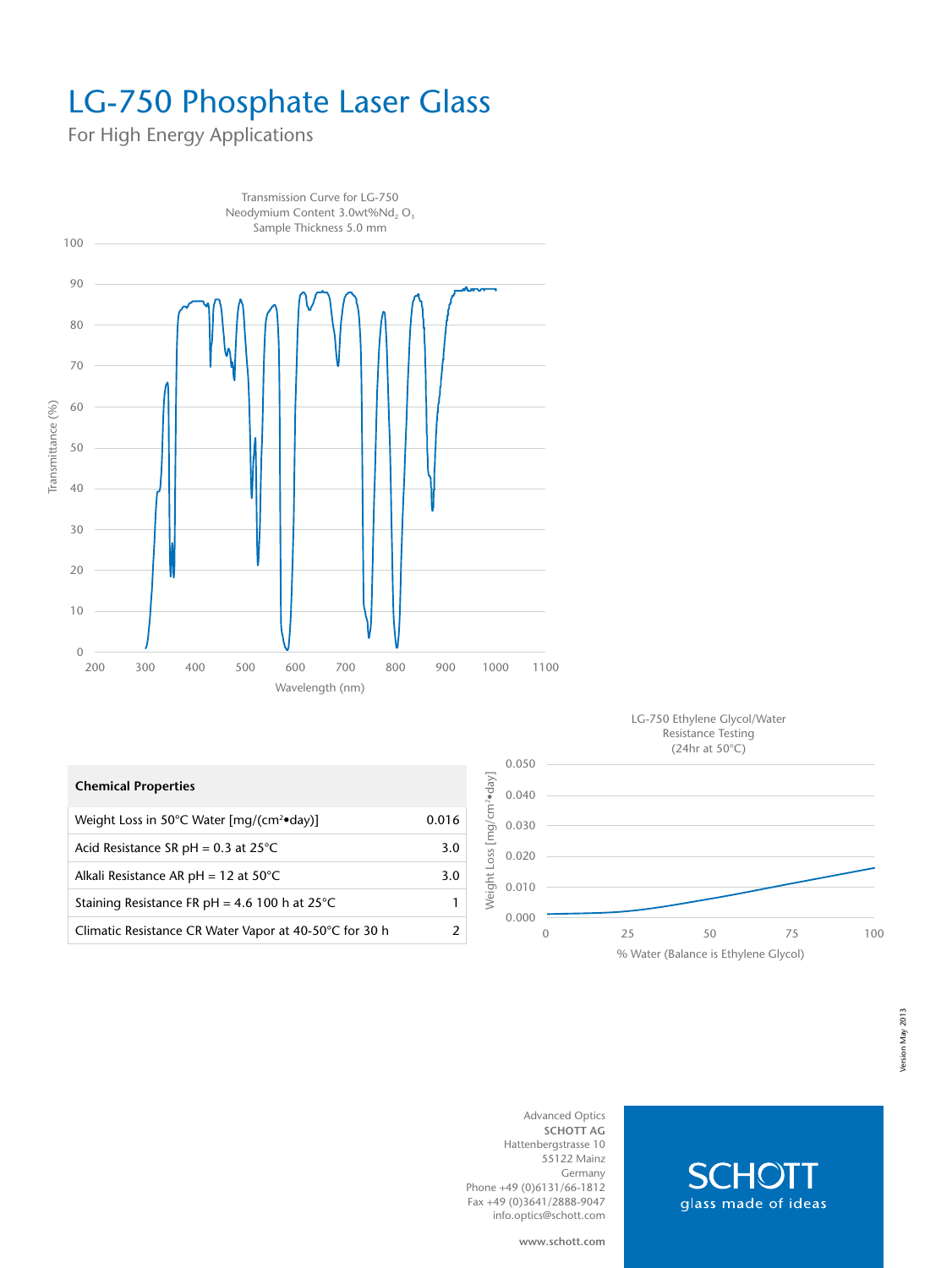# LG-750 Phosphate Laser Glass

For High Energy Applications

Transmission Curve for LG-750
Neodymium Content 3.0wt%$Nd_2O_3$
Sample Thickness 5.0 mm

Transmittance (%)
100
90
80
70
60
50
40
30
20
10
0

200 300 400 500 600 700 800 900 1000 1100
Wavelength (nm)

| Chemical Properties | |
|---|---|
| Weight Loss in 50°C Water [mg/(cm²•day)] | 0.016 |
| Acid Resistance SR pH = 0.3 at 25°C | 3.0 |
| Alkali Resistance AR pH = 12 at 50°C | 3.0 |
| Staining Resistance FR pH = 4.6 100 h at 25°C | 1 |
| Climatic Resistance CR Water Vapor at 40-50°C for 30 h | 2 |

LG-750 Ethylene Glycol/Water
Resistance Testing
(24hr at 50°C)

Weight Loss [mg/cm²•day]
0.050
0.040
0.030
0.020
0.010
0.000

0 25 50 75 100
% Water (Balance is Ethylene Glycol)

Version May 2013

Advanced Optics
**SCHOTT AG**
Hattenbergstrasse 10
55122 Mainz
Germany
Phone +49 (0)6131/66-1812
Fax +49 (0)3641/2888-9047
info.optics@schott.com

**www.schott.com**

SCHOTT
glass made of ideas